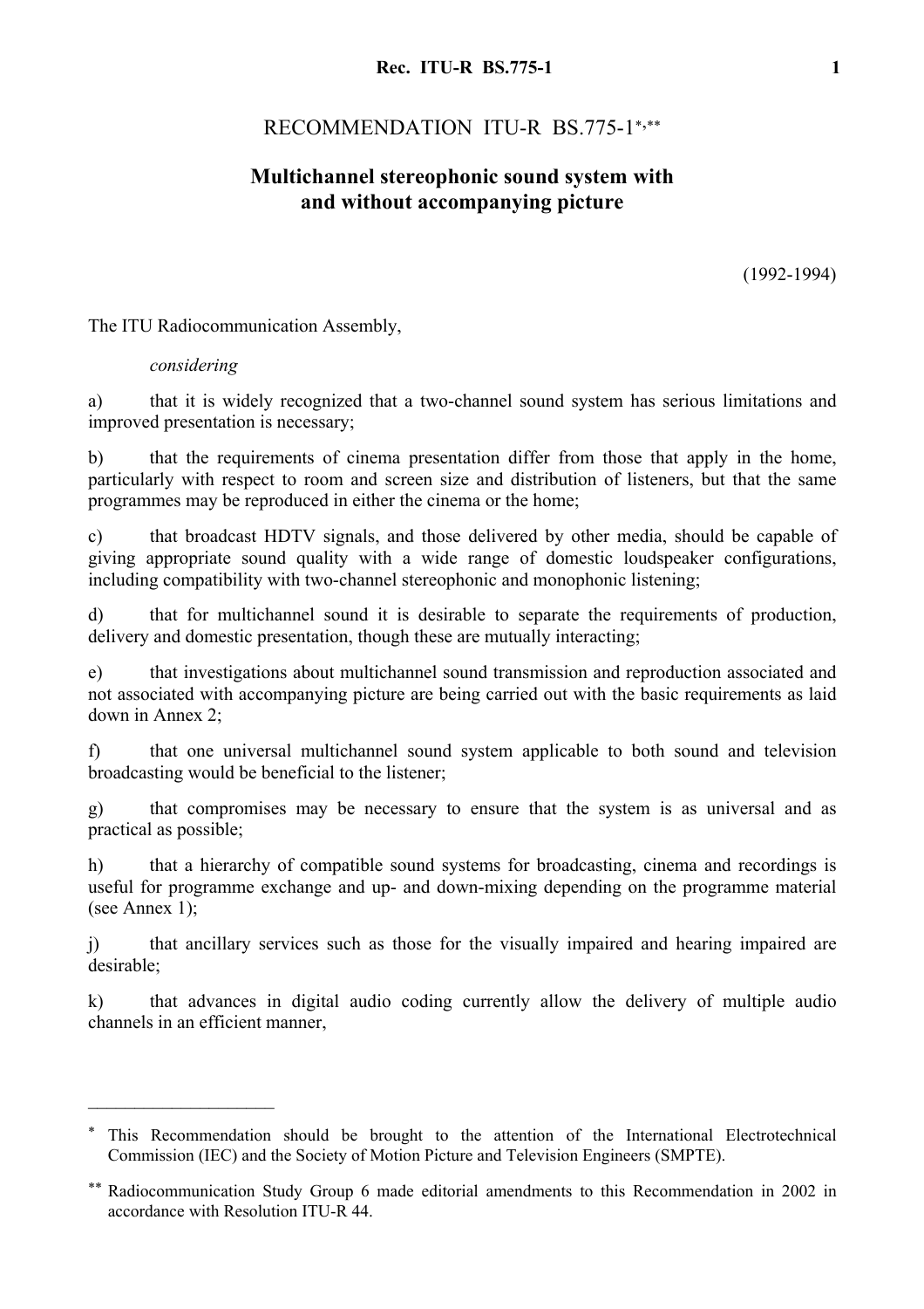# RECOMMENDATION ITU-R BS.775-1[*,**]

## Multichannel stereophonic sound system with and without accompanying picture

(1992-1994)

The ITU Radiocommunication Assembly,

*considering*

a) that it is widely recognized that a two-channel sound system has serious limitations and improved presentation is necessary;

b) that the requirements of cinema presentation differ from those that apply in the home, particularly with respect to room and screen size and distribution of listeners, but that the same programmes may be reproduced in either the cinema or the home;

c) that broadcast HDTV signals, and those delivered by other media, should be capable of giving appropriate sound quality with a wide range of domestic loudspeaker configurations, including compatibility with two-channel stereophonic and monophonic listening;

d) that for multichannel sound it is desirable to separate the requirements of production, delivery and domestic presentation, though these are mutually interacting;

e) that investigations about multichannel sound transmission and reproduction associated and not associated with accompanying picture are being carried out with the basic requirements as laid down in Annex 2;

f) that one universal multichannel sound system applicable to both sound and television broadcasting would be beneficial to the listener;

g) that compromises may be necessary to ensure that the system is as universal and as practical as possible;

h) that a hierarchy of compatible sound systems for broadcasting, cinema and recordings is useful for programme exchange and up- and down-mixing depending on the programme material (see Annex 1);

j) that ancillary services such as those for the visually impaired and hearing impaired are desirable;

k) that advances in digital audio coding currently allow the delivery of multiple audio channels in an efficient manner,

---

[*] This Recommendation should be brought to the attention of the International Electrotechnical Commission (IEC) and the Society of Motion Picture and Television Engineers (SMPTE).

[**] Radiocommunication Study Group 6 made editorial amendments to this Recommendation in 2002 in accordance with Resolution ITU-R 44.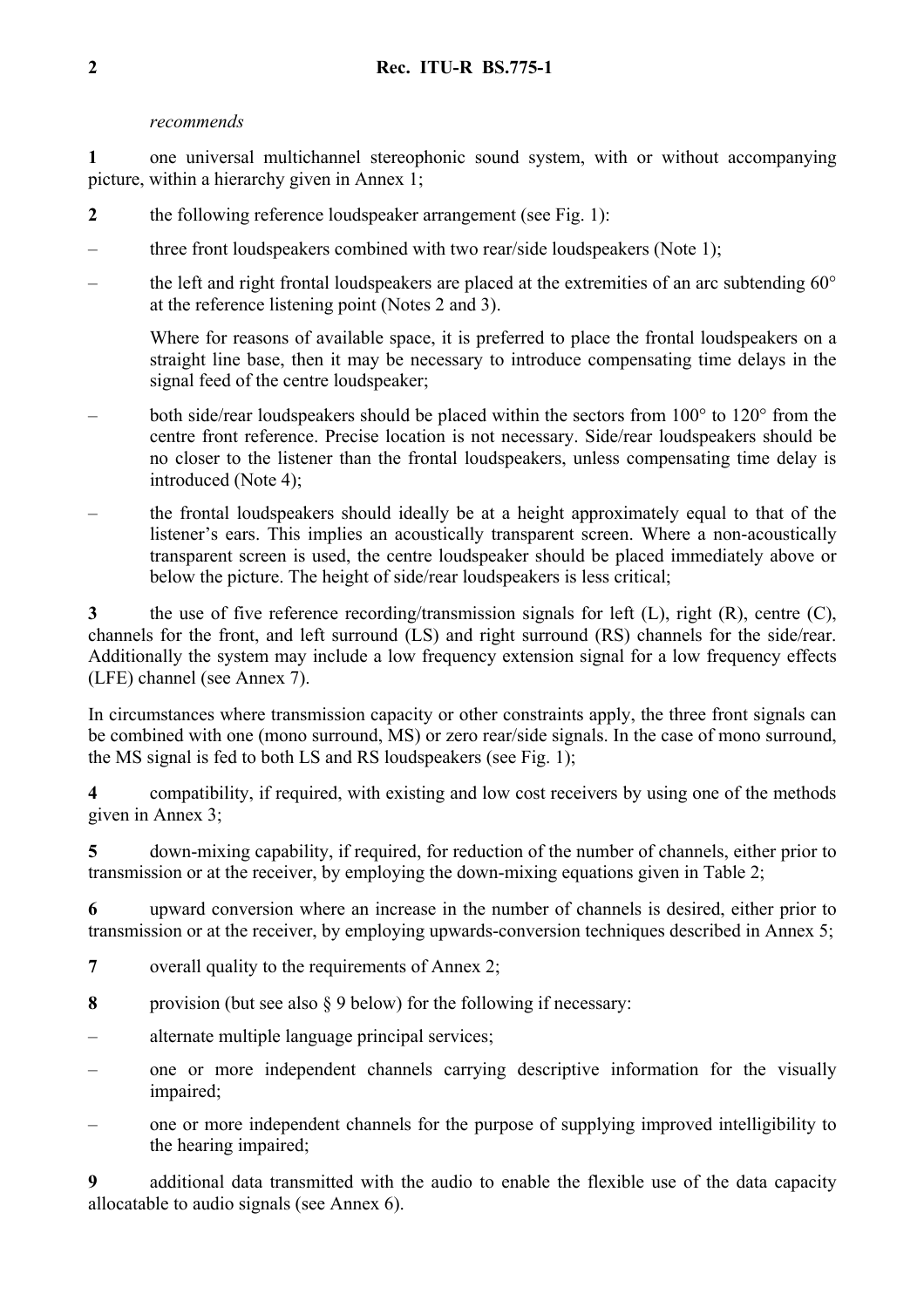*recommends*

**1** one universal multichannel stereophonic sound system, with or without accompanying picture, within a hierarchy given in Annex 1;

**2** the following reference loudspeaker arrangement (see Fig. 1):

– three front loudspeakers combined with two rear/side loudspeakers (Note 1);

– the left and right frontal loudspeakers are placed at the extremities of an arc subtending 60° at the reference listening point (Notes 2 and 3).

  Where for reasons of available space, it is preferred to place the frontal loudspeakers on a straight line base, then it may be necessary to introduce compensating time delays in the signal feed of the centre loudspeaker;

– both side/rear loudspeakers should be placed within the sectors from 100° to 120° from the centre front reference. Precise location is not necessary. Side/rear loudspeakers should be no closer to the listener than the frontal loudspeakers, unless compensating time delay is introduced (Note 4);

– the frontal loudspeakers should ideally be at a height approximately equal to that of the listener's ears. This implies an acoustically transparent screen. Where a non-acoustically transparent screen is used, the centre loudspeaker should be placed immediately above or below the picture. The height of side/rear loudspeakers is less critical;

**3** the use of five reference recording/transmission signals for left (L), right (R), centre (C), channels for the front, and left surround (LS) and right surround (RS) channels for the side/rear. Additionally the system may include a low frequency extension signal for a low frequency effects (LFE) channel (see Annex 7).

In circumstances where transmission capacity or other constraints apply, the three front signals can be combined with one (mono surround, MS) or zero rear/side signals. In the case of mono surround, the MS signal is fed to both LS and RS loudspeakers (see Fig. 1);

**4** compatibility, if required, with existing and low cost receivers by using one of the methods given in Annex 3;

**5** down-mixing capability, if required, for reduction of the number of channels, either prior to transmission or at the receiver, by employing the down-mixing equations given in Table 2;

**6** upward conversion where an increase in the number of channels is desired, either prior to transmission or at the receiver, by employing upwards-conversion techniques described in Annex 5;

**7** overall quality to the requirements of Annex 2;

**8** provision (but see also § 9 below) for the following if necessary:

– alternate multiple language principal services;

– one or more independent channels carrying descriptive information for the visually impaired;

– one or more independent channels for the purpose of supplying improved intelligibility to the hearing impaired;

**9** additional data transmitted with the audio to enable the flexible use of the data capacity allocatable to audio signals (see Annex 6).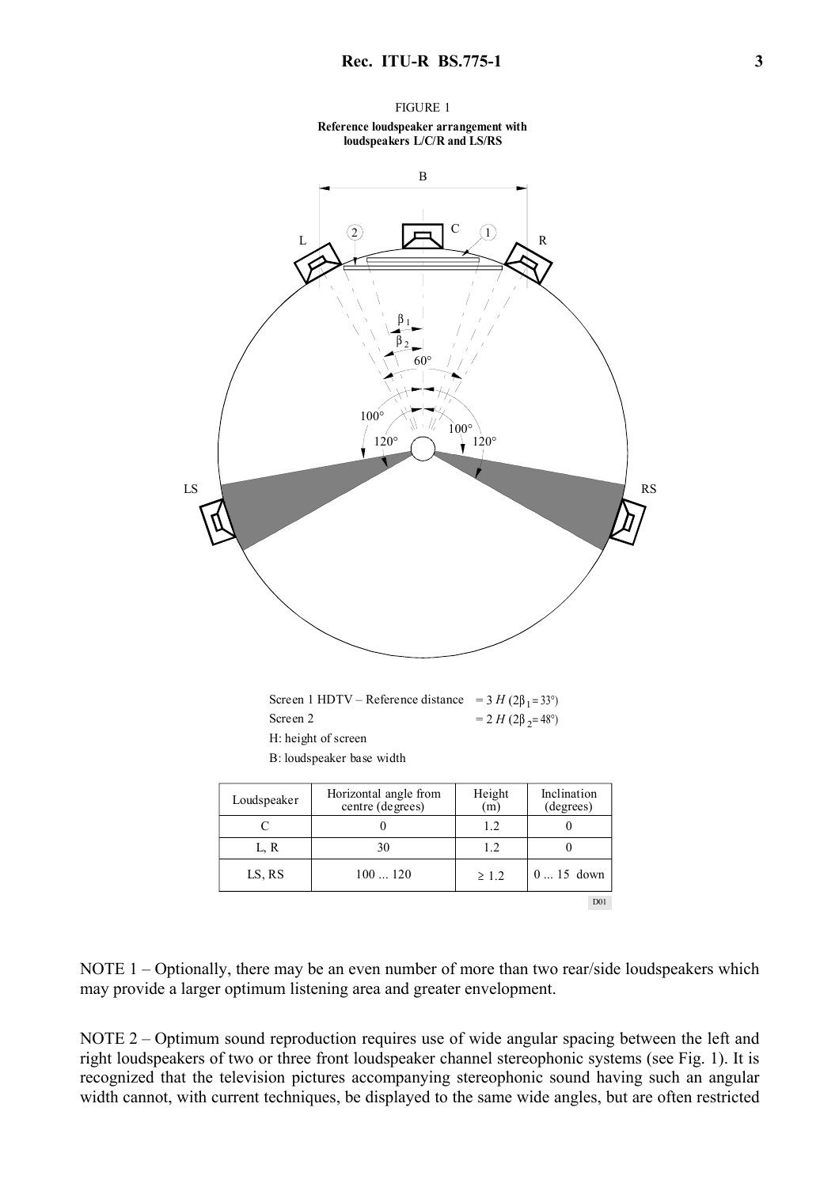FIGURE 1

**Reference loudspeaker arrangement with loudspeakers L/C/R and LS/RS**

Screen 1 HDTV – Reference distance = 3 *H* ($2\beta_1 = 33°$)

Screen 2 = 2 *H* ($2\beta_2 = 48°$)

H: height of screen

B: loudspeaker base width

| Loudspeaker | Horizontal angle from centre (degrees) | Height (m) | Inclination (degrees) |
|---|---|---|---|
| C | 0 | 1.2 | 0 |
| L, R | 30 | 1.2 | 0 |
| LS, RS | 100 ... 120 | ≥ 1.2 | 0 ... 15 down |

NOTE 1 – Optionally, there may be an even number of more than two rear/side loudspeakers which may provide a larger optimum listening area and greater envelopment.

NOTE 2 – Optimum sound reproduction requires use of wide angular spacing between the left and right loudspeakers of two or three front loudspeaker channel stereophonic systems (see Fig. 1). It is recognized that the television pictures accompanying stereophonic sound having such an angular width cannot, with current techniques, be displayed to the same wide angles, but are often restricted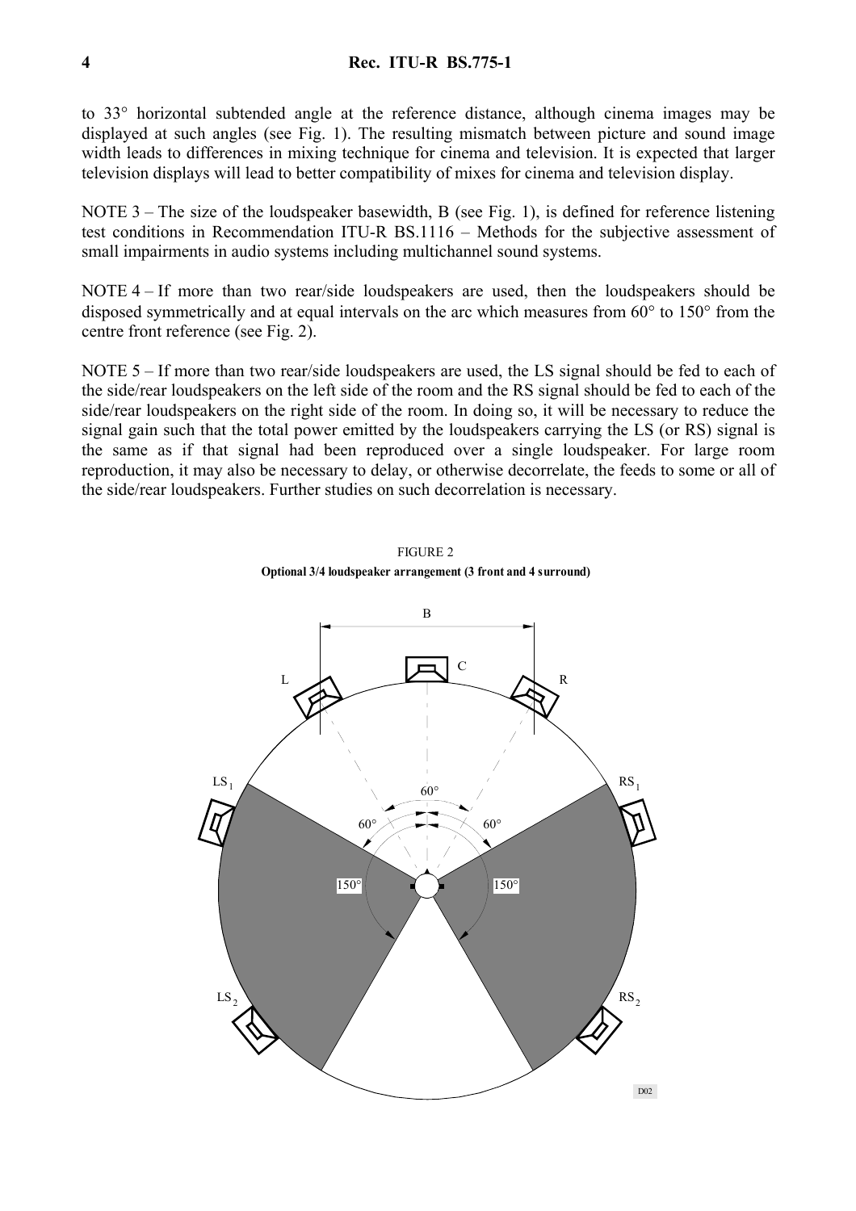to 33° horizontal subtended angle at the reference distance, although cinema images may be displayed at such angles (see Fig. 1). The resulting mismatch between picture and sound image width leads to differences in mixing technique for cinema and television. It is expected that larger television displays will lead to better compatibility of mixes for cinema and television display.

NOTE 3 – The size of the loudspeaker basewidth, B (see Fig. 1), is defined for reference listening test conditions in Recommendation ITU-R BS.1116 – Methods for the subjective assessment of small impairments in audio systems including multichannel sound systems.

NOTE 4 – If more than two rear/side loudspeakers are used, then the loudspeakers should be disposed symmetrically and at equal intervals on the arc which measures from 60° to 150° from the centre front reference (see Fig. 2).

NOTE 5 – If more than two rear/side loudspeakers are used, the LS signal should be fed to each of the side/rear loudspeakers on the left side of the room and the RS signal should be fed to each of the side/rear loudspeakers on the right side of the room. In doing so, it will be necessary to reduce the signal gain such that the total power emitted by the loudspeakers carrying the LS (or RS) signal is the same as if that signal had been reproduced over a single loudspeaker. For large room reproduction, it may also be necessary to delay, or otherwise decorrelate, the feeds to some or all of the side/rear loudspeakers. Further studies on such decorrelation is necessary.

FIGURE 2

**Optional 3/4 loudspeaker arrangement (3 front and 4 surround)**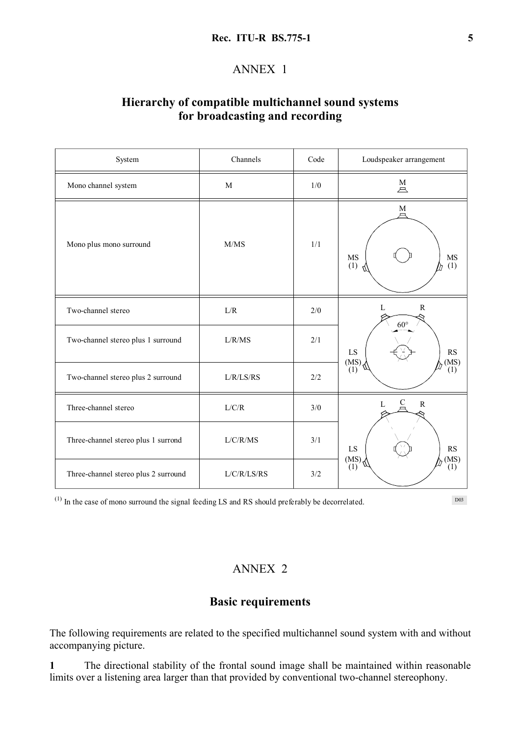# ANNEX 1

## Hierarchy of compatible multichannel sound systems for broadcasting and recording

| System | Channels | Code | Loudspeaker arrangement |
|---|---|---|---|
| Mono channel system | M | 1/0 | |
| Mono plus mono surround | M/MS | 1/1 | |
| Two-channel stereo | L/R | 2/0 | |
| Two-channel stereo plus 1 surround | L/R/MS | 2/1 | |
| Two-channel stereo plus 2 surround | L/R/LS/RS | 2/2 | |
| Three-channel stereo | L/C/R | 3/0 | |
| Three-channel stereo plus 1 surrond | L/C/R/MS | 3/1 | |
| Three-channel stereo plus 2 surround | L/C/R/LS/RS | 3/2 | |

(1) In the case of mono surround the signal feeding LS and RS should preferably be decorrelated.

# ANNEX 2

## Basic requirements

The following requirements are related to the specified multichannel sound system with and without accompanying picture.

**1** The directional stability of the frontal sound image shall be maintained within reasonable limits over a listening area larger than that provided by conventional two-channel stereophony.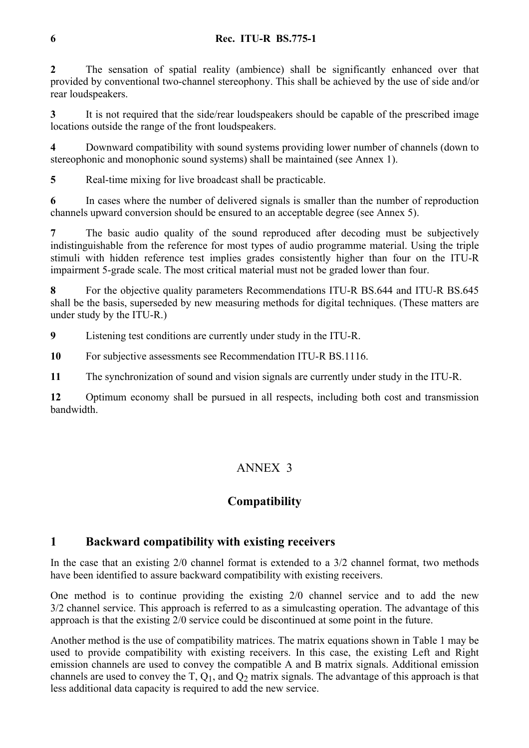**2** The sensation of spatial reality (ambience) shall be significantly enhanced over that provided by conventional two-channel stereophony. This shall be achieved by the use of side and/or rear loudspeakers.

**3** It is not required that the side/rear loudspeakers should be capable of the prescribed image locations outside the range of the front loudspeakers.

**4** Downward compatibility with sound systems providing lower number of channels (down to stereophonic and monophonic sound systems) shall be maintained (see Annex 1).

**5** Real-time mixing for live broadcast shall be practicable.

**6** In cases where the number of delivered signals is smaller than the number of reproduction channels upward conversion should be ensured to an acceptable degree (see Annex 5).

**7** The basic audio quality of the sound reproduced after decoding must be subjectively indistinguishable from the reference for most types of audio programme material. Using the triple stimuli with hidden reference test implies grades consistently higher than four on the ITU-R impairment 5-grade scale. The most critical material must not be graded lower than four.

**8** For the objective quality parameters Recommendations ITU-R BS.644 and ITU-R BS.645 shall be the basis, superseded by new measuring methods for digital techniques. (These matters are under study by the ITU-R.)

**9** Listening test conditions are currently under study in the ITU-R.

**10** For subjective assessments see Recommendation ITU-R BS.1116.

**11** The synchronization of sound and vision signals are currently under study in the ITU-R.

**12** Optimum economy shall be pursued in all respects, including both cost and transmission bandwidth.

# ANNEX 3

## Compatibility

### 1 Backward compatibility with existing receivers

In the case that an existing 2/0 channel format is extended to a 3/2 channel format, two methods have been identified to assure backward compatibility with existing receivers.

One method is to continue providing the existing 2/0 channel service and to add the new 3/2 channel service. This approach is referred to as a simulcasting operation. The advantage of this approach is that the existing 2/0 service could be discontinued at some point in the future.

Another method is the use of compatibility matrices. The matrix equations shown in Table 1 may be used to provide compatibility with existing receivers. In this case, the existing Left and Right emission channels are used to convey the compatible A and B matrix signals. Additional emission channels are used to convey the T, $Q_1$, and $Q_2$ matrix signals. The advantage of this approach is that less additional data capacity is required to add the new service.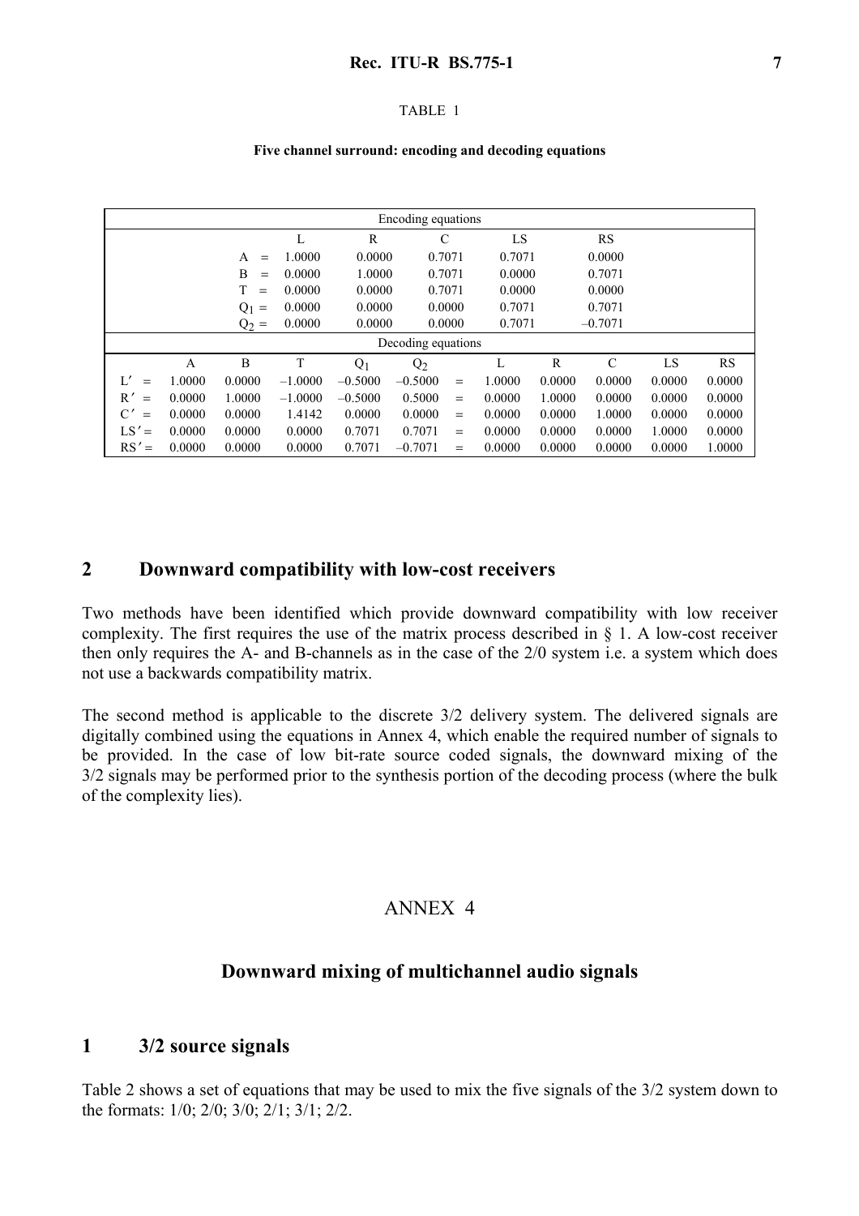TABLE 1

**Five channel surround: encoding and decoding equations**

| Encoding equations | | | | | |
|---|---|---|---|---|---|
| | L | R | C | LS | RS |
| A = | 1.0000 | 0.0000 | 0.7071 | 0.7071 | 0.0000 |
| B = | 0.0000 | 1.0000 | 0.7071 | 0.0000 | 0.7071 |
| T = | 0.0000 | 0.0000 | 0.7071 | 0.0000 | 0.0000 |
| $Q_1$ = | 0.0000 | 0.0000 | 0.0000 | 0.7071 | 0.7071 |
| $Q_2$ = | 0.0000 | 0.0000 | 0.0000 | 0.7071 | –0.7071 |

| Decoding equations | | | | | | | | | | | |
|---|---|---|---|---|---|---|---|---|---|---|---|
| | A | B | T | $Q_1$ | $Q_2$ | | L | R | C | LS | RS |
| L′ = | 1.0000 | 0.0000 | –1.0000 | –0.5000 | –0.5000 | = | 1.0000 | 0.0000 | 0.0000 | 0.0000 | 0.0000 |
| R′ = | 0.0000 | 1.0000 | –1.0000 | –0.5000 | 0.5000 | = | 0.0000 | 1.0000 | 0.0000 | 0.0000 | 0.0000 |
| C′ = | 0.0000 | 0.0000 | 1.4142 | 0.0000 | 0.0000 | = | 0.0000 | 0.0000 | 1.0000 | 0.0000 | 0.0000 |
| LS′ = | 0.0000 | 0.0000 | 0.0000 | 0.7071 | 0.7071 | = | 0.0000 | 0.0000 | 0.0000 | 1.0000 | 0.0000 |
| RS′ = | 0.0000 | 0.0000 | 0.0000 | 0.7071 | –0.7071 | = | 0.0000 | 0.0000 | 0.0000 | 0.0000 | 1.0000 |

## 2 Downward compatibility with low-cost receivers

Two methods have been identified which provide downward compatibility with low receiver complexity. The first requires the use of the matrix process described in § 1. A low-cost receiver then only requires the A- and B-channels as in the case of the 2/0 system i.e. a system which does not use a backwards compatibility matrix.

The second method is applicable to the discrete 3/2 delivery system. The delivered signals are digitally combined using the equations in Annex 4, which enable the required number of signals to be provided. In the case of low bit-rate source coded signals, the downward mixing of the 3/2 signals may be performed prior to the synthesis portion of the decoding process (where the bulk of the complexity lies).

# ANNEX 4

## Downward mixing of multichannel audio signals

## 1 3/2 source signals

Table 2 shows a set of equations that may be used to mix the five signals of the 3/2 system down to the formats: 1/0; 2/0; 3/0; 2/1; 3/1; 2/2.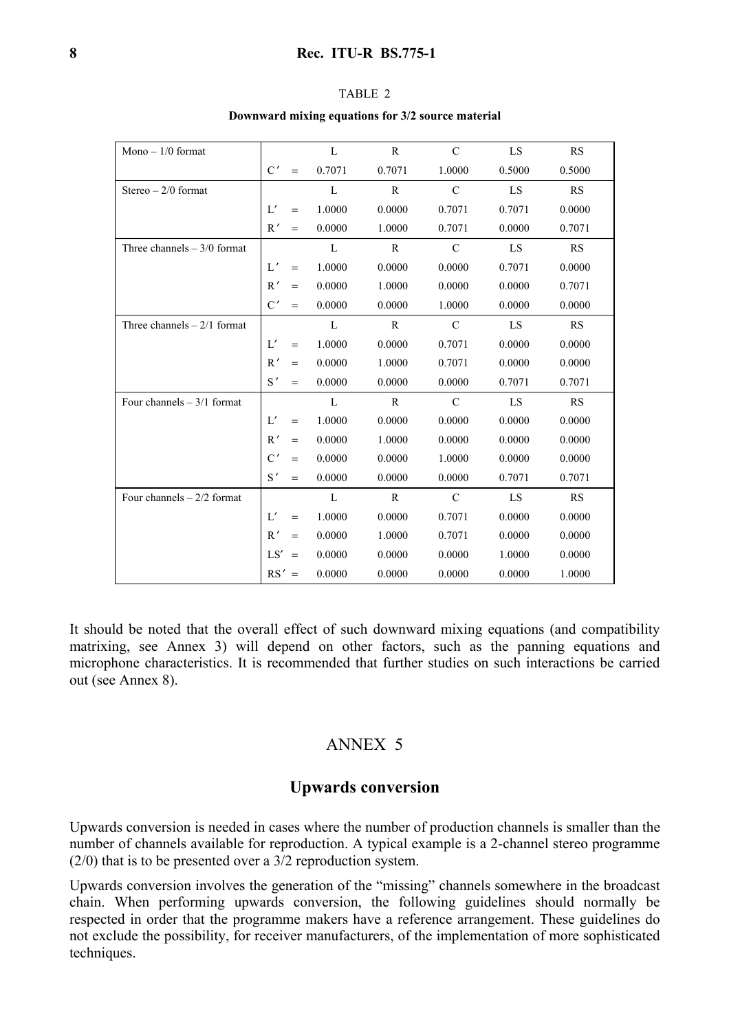TABLE 2

**Downward mixing equations for 3/2 source material**

| | | L | R | C | LS | RS |
|---|---|---|---|---|---|---|
| Mono – 1/0 format | $C'$ = | 0.7071 | 0.7071 | 1.0000 | 0.5000 | 0.5000 |
| Stereo – 2/0 format | | L | R | C | LS | RS |
| | $L'$ = | 1.0000 | 0.0000 | 0.7071 | 0.7071 | 0.0000 |
| | $R'$ = | 0.0000 | 1.0000 | 0.7071 | 0.0000 | 0.7071 |
| Three channels – 3/0 format | | L | R | C | LS | RS |
| | $L'$ = | 1.0000 | 0.0000 | 0.0000 | 0.7071 | 0.0000 |
| | $R'$ = | 0.0000 | 1.0000 | 0.0000 | 0.0000 | 0.7071 |
| | $C'$ = | 0.0000 | 0.0000 | 1.0000 | 0.0000 | 0.0000 |
| Three channels – 2/1 format | | L | R | C | LS | RS |
| | $L'$ = | 1.0000 | 0.0000 | 0.7071 | 0.0000 | 0.0000 |
| | $R'$ = | 0.0000 | 1.0000 | 0.7071 | 0.0000 | 0.0000 |
| | $S'$ = | 0.0000 | 0.0000 | 0.0000 | 0.7071 | 0.7071 |
| Four channels – 3/1 format | | L | R | C | LS | RS |
| | $L'$ = | 1.0000 | 0.0000 | 0.0000 | 0.0000 | 0.0000 |
| | $R'$ = | 0.0000 | 1.0000 | 0.0000 | 0.0000 | 0.0000 |
| | $C'$ = | 0.0000 | 0.0000 | 1.0000 | 0.0000 | 0.0000 |
| | $S'$ = | 0.0000 | 0.0000 | 0.0000 | 0.7071 | 0.7071 |
| Four channels – 2/2 format | | L | R | C | LS | RS |
| | $L'$ = | 1.0000 | 0.0000 | 0.7071 | 0.0000 | 0.0000 |
| | $R'$ = | 0.0000 | 1.0000 | 0.7071 | 0.0000 | 0.0000 |
| | $LS'$ = | 0.0000 | 0.0000 | 0.0000 | 1.0000 | 0.0000 |
| | $RS'$ = | 0.0000 | 0.0000 | 0.0000 | 0.0000 | 1.0000 |

It should be noted that the overall effect of such downward mixing equations (and compatibility matrixing, see Annex 3) will depend on other factors, such as the panning equations and microphone characteristics. It is recommended that further studies on such interactions be carried out (see Annex 8).

# ANNEX 5

## Upwards conversion

Upwards conversion is needed in cases where the number of production channels is smaller than the number of channels available for reproduction. A typical example is a 2-channel stereo programme (2/0) that is to be presented over a 3/2 reproduction system.

Upwards conversion involves the generation of the "missing" channels somewhere in the broadcast chain. When performing upwards conversion, the following guidelines should normally be respected in order that the programme makers have a reference arrangement. These guidelines do not exclude the possibility, for receiver manufacturers, of the implementation of more sophisticated techniques.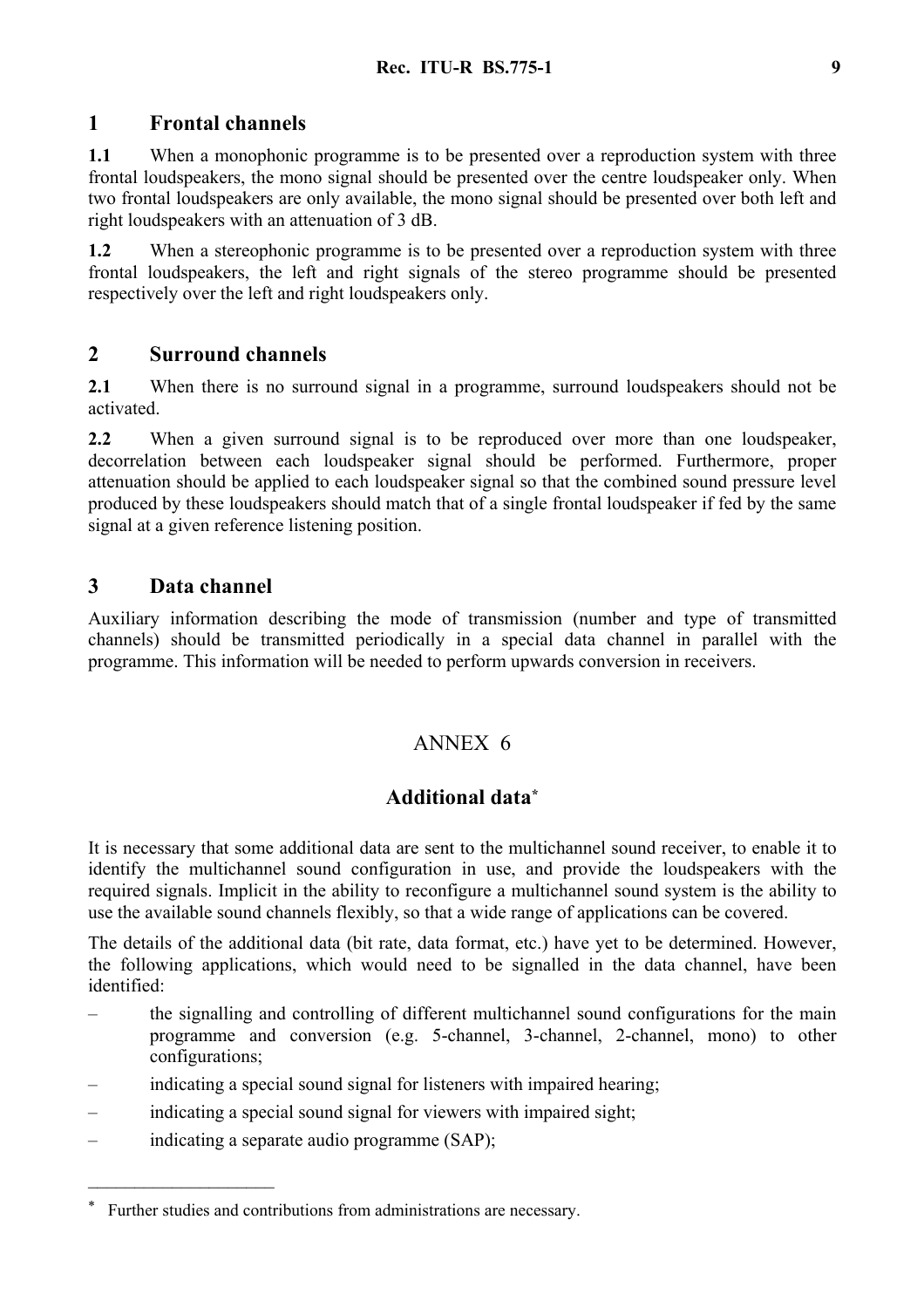## 1 Frontal channels

**1.1** When a monophonic programme is to be presented over a reproduction system with three frontal loudspeakers, the mono signal should be presented over the centre loudspeaker only. When two frontal loudspeakers are only available, the mono signal should be presented over both left and right loudspeakers with an attenuation of 3 dB.

**1.2** When a stereophonic programme is to be presented over a reproduction system with three frontal loudspeakers, the left and right signals of the stereo programme should be presented respectively over the left and right loudspeakers only.

## 2 Surround channels

**2.1** When there is no surround signal in a programme, surround loudspeakers should not be activated.

**2.2** When a given surround signal is to be reproduced over more than one loudspeaker, decorrelation between each loudspeaker signal should be performed. Furthermore, proper attenuation should be applied to each loudspeaker signal so that the combined sound pressure level produced by these loudspeakers should match that of a single frontal loudspeaker if fed by the same signal at a given reference listening position.

## 3 Data channel

Auxiliary information describing the mode of transmission (number and type of transmitted channels) should be transmitted periodically in a special data channel in parallel with the programme. This information will be needed to perform upwards conversion in receivers.

# ANNEX 6

## Additional data*

It is necessary that some additional data are sent to the multichannel sound receiver, to enable it to identify the multichannel sound configuration in use, and provide the loudspeakers with the required signals. Implicit in the ability to reconfigure a multichannel sound system is the ability to use the available sound channels flexibly, so that a wide range of applications can be covered.

The details of the additional data (bit rate, data format, etc.) have yet to be determined. However, the following applications, which would need to be signalled in the data channel, have been identified:

– the signalling and controlling of different multichannel sound configurations for the main programme and conversion (e.g. 5-channel, 3-channel, 2-channel, mono) to other configurations;

– indicating a special sound signal for listeners with impaired hearing;

– indicating a special sound signal for viewers with impaired sight;

– indicating a separate audio programme (SAP);

---

* Further studies and contributions from administrations are necessary.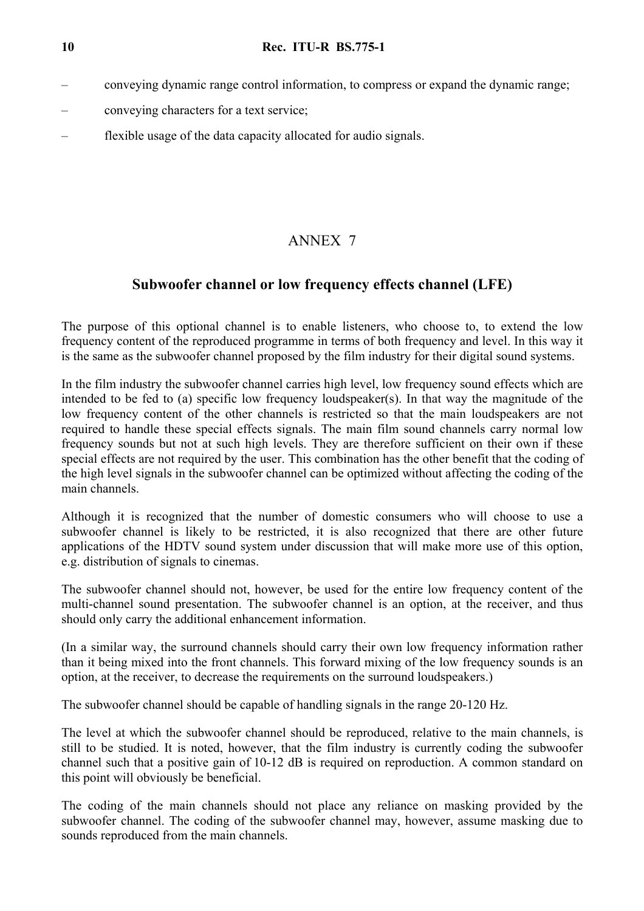- conveying dynamic range control information, to compress or expand the dynamic range;
- conveying characters for a text service;
- flexible usage of the data capacity allocated for audio signals.

# ANNEX 7

## Subwoofer channel or low frequency effects channel (LFE)

The purpose of this optional channel is to enable listeners, who choose to, to extend the low frequency content of the reproduced programme in terms of both frequency and level. In this way it is the same as the subwoofer channel proposed by the film industry for their digital sound systems.

In the film industry the subwoofer channel carries high level, low frequency sound effects which are intended to be fed to (a) specific low frequency loudspeaker(s). In that way the magnitude of the low frequency content of the other channels is restricted so that the main loudspeakers are not required to handle these special effects signals. The main film sound channels carry normal low frequency sounds but not at such high levels. They are therefore sufficient on their own if these special effects are not required by the user. This combination has the other benefit that the coding of the high level signals in the subwoofer channel can be optimized without affecting the coding of the main channels.

Although it is recognized that the number of domestic consumers who will choose to use a subwoofer channel is likely to be restricted, it is also recognized that there are other future applications of the HDTV sound system under discussion that will make more use of this option, e.g. distribution of signals to cinemas.

The subwoofer channel should not, however, be used for the entire low frequency content of the multi-channel sound presentation. The subwoofer channel is an option, at the receiver, and thus should only carry the additional enhancement information.

(In a similar way, the surround channels should carry their own low frequency information rather than it being mixed into the front channels. This forward mixing of the low frequency sounds is an option, at the receiver, to decrease the requirements on the surround loudspeakers.)

The subwoofer channel should be capable of handling signals in the range 20-120 Hz.

The level at which the subwoofer channel should be reproduced, relative to the main channels, is still to be studied. It is noted, however, that the film industry is currently coding the subwoofer channel such that a positive gain of 10-12 dB is required on reproduction. A common standard on this point will obviously be beneficial.

The coding of the main channels should not place any reliance on masking provided by the subwoofer channel. The coding of the subwoofer channel may, however, assume masking due to sounds reproduced from the main channels.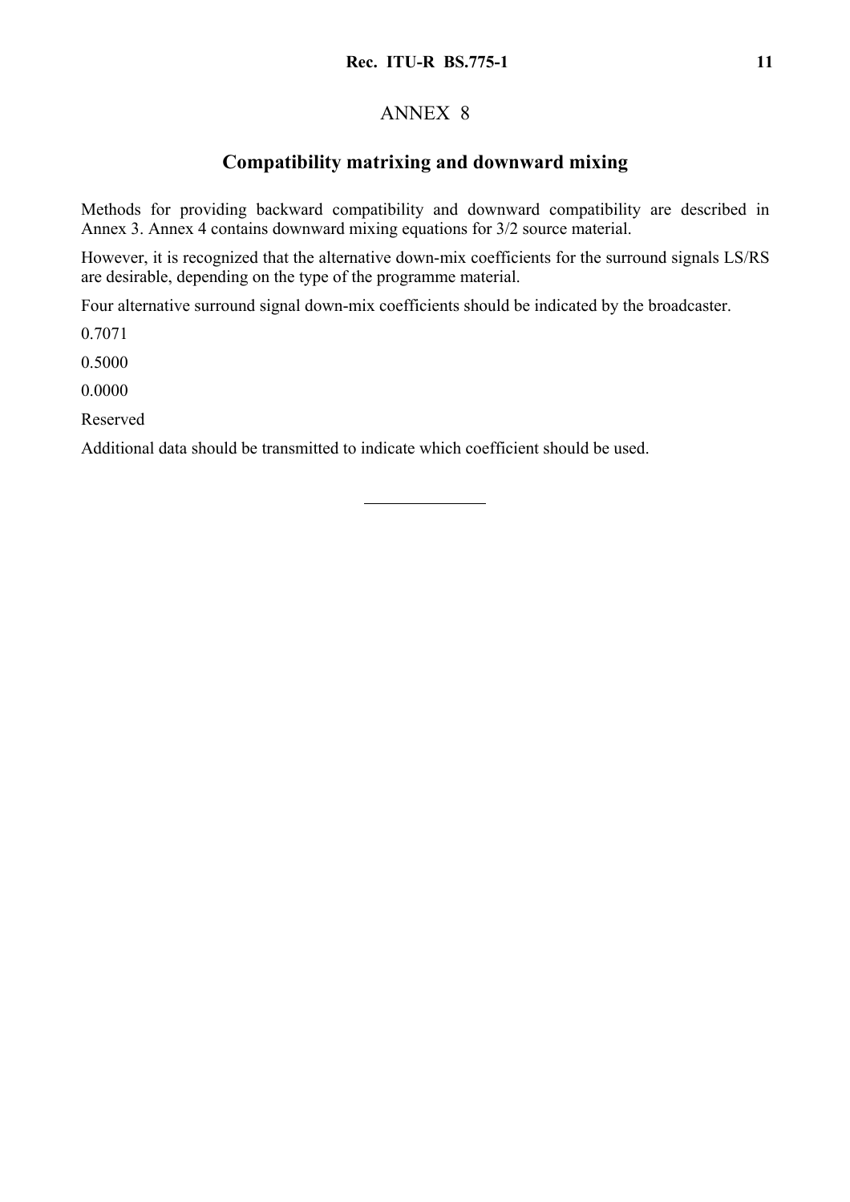# ANNEX 8

## Compatibility matrixing and downward mixing

Methods for providing backward compatibility and downward compatibility are described in Annex 3. Annex 4 contains downward mixing equations for 3/2 source material.

However, it is recognized that the alternative down-mix coefficients for the surround signals LS/RS are desirable, depending on the type of the programme material.

Four alternative surround signal down-mix coefficients should be indicated by the broadcaster.

0.7071

0.5000

0.0000

Reserved

Additional data should be transmitted to indicate which coefficient should be used.